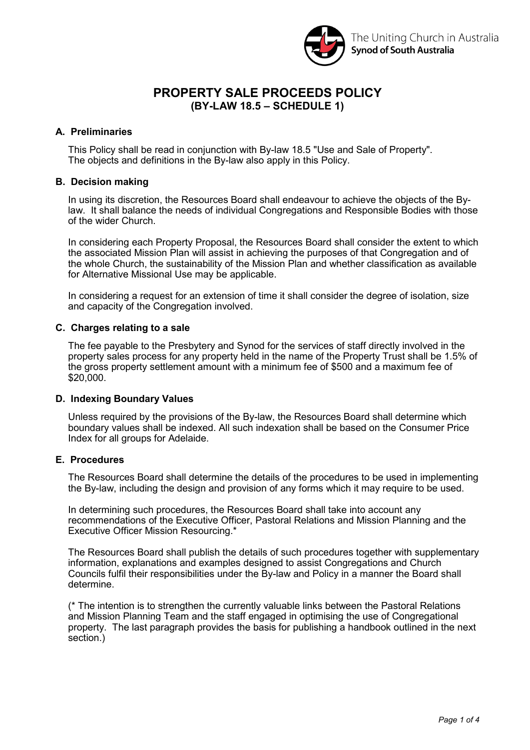The Uniting Church in Australia
**Synod of South Australia**

# PROPERTY SALE PROCEEDS POLICY
## (BY-LAW 18.5 – SCHEDULE 1)

### A. Preliminaries

This Policy shall be read in conjunction with By-law 18.5 "Use and Sale of Property". The objects and definitions in the By-law also apply in this Policy.

### B. Decision making

In using its discretion, the Resources Board shall endeavour to achieve the objects of the By-law. It shall balance the needs of individual Congregations and Responsible Bodies with those of the wider Church.

In considering each Property Proposal, the Resources Board shall consider the extent to which the associated Mission Plan will assist in achieving the purposes of that Congregation and of the whole Church, the sustainability of the Mission Plan and whether classification as available for Alternative Missional Use may be applicable.

In considering a request for an extension of time it shall consider the degree of isolation, size and capacity of the Congregation involved.

### C. Charges relating to a sale

The fee payable to the Presbytery and Synod for the services of staff directly involved in the property sales process for any property held in the name of the Property Trust shall be 1.5% of the gross property settlement amount with a minimum fee of $500 and a maximum fee of $20,000.

### D. Indexing Boundary Values

Unless required by the provisions of the By-law, the Resources Board shall determine which boundary values shall be indexed. All such indexation shall be based on the Consumer Price Index for all groups for Adelaide.

### E. Procedures

The Resources Board shall determine the details of the procedures to be used in implementing the By-law, including the design and provision of any forms which it may require to be used.

In determining such procedures, the Resources Board shall take into account any recommendations of the Executive Officer, Pastoral Relations and Mission Planning and the Executive Officer Mission Resourcing.*

The Resources Board shall publish the details of such procedures together with supplementary information, explanations and examples designed to assist Congregations and Church Councils fulfil their responsibilities under the By-law and Policy in a manner the Board shall determine.

(* The intention is to strengthen the currently valuable links between the Pastoral Relations and Mission Planning Team and the staff engaged in optimising the use of Congregational property. The last paragraph provides the basis for publishing a handbook outlined in the next section.)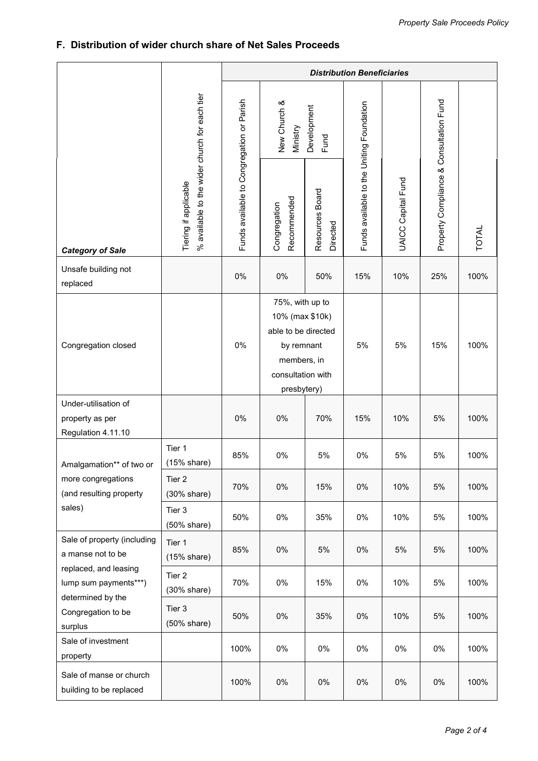## F. Distribution of wider church share of Net Sales Proceeds

| Category of Sale | Tiering if applicable % available to the wider church for each tier | *Distribution Beneficiaries* | | | | | | |
|---|---|---|---|---|---|---|---|---|
| | | Funds available to Congregation or Parish | New Church & Ministry Development Fund | | Funds available to the Uniting Foundation | UAICC Capital Fund | Property Compliance & Consultation Fund | TOTAL |
| | | | Congregation Recommended | Resources Board Directed | | | | |
| Unsafe building not replaced | | 0% | 0% | 50% | 15% | 10% | 25% | 100% |
| Congregation closed | | 0% | 75%, with up to 10% (max $10k) able to be directed by remnant members, in consultation with presbytery) | | 5% | 5% | 15% | 100% |
| Under-utilisation of property as per Regulation 4.11.10 | | 0% | 0% | 70% | 15% | 10% | 5% | 100% |
| Amalgamation** of two or more congregations (and resulting property sales) | Tier 1 (15% share) | 85% | 0% | 5% | 0% | 5% | 5% | 100% |
| | Tier 2 (30% share) | 70% | 0% | 15% | 0% | 10% | 5% | 100% |
| | Tier 3 (50% share) | 50% | 0% | 35% | 0% | 10% | 5% | 100% |
| Sale of property (including a manse not to be replaced, and leasing lump sum payments***) determined by the Congregation to be surplus | Tier 1 (15% share) | 85% | 0% | 5% | 0% | 5% | 5% | 100% |
| | Tier 2 (30% share) | 70% | 0% | 15% | 0% | 10% | 5% | 100% |
| | Tier 3 (50% share) | 50% | 0% | 35% | 0% | 10% | 5% | 100% |
| Sale of investment property | | 100% | 0% | 0% | 0% | 0% | 0% | 100% |
| Sale of manse or church building to be replaced | | 100% | 0% | 0% | 0% | 0% | 0% | 100% |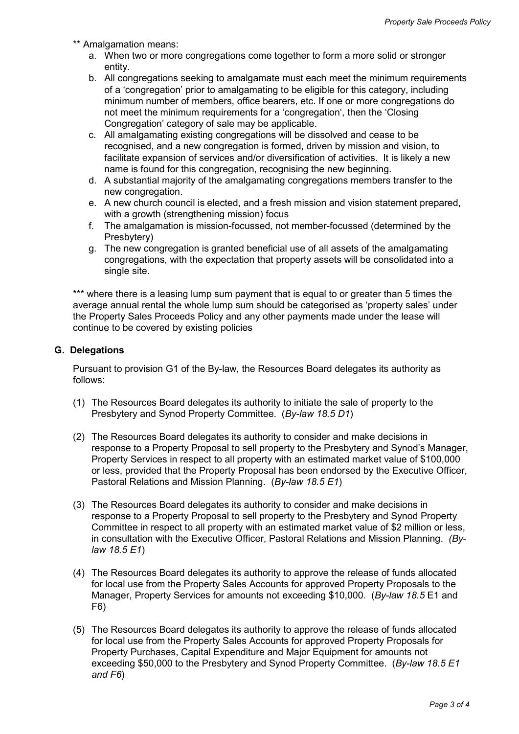** Amalgamation means:

a. When two or more congregations come together to form a more solid or stronger entity.
b. All congregations seeking to amalgamate must each meet the minimum requirements of a 'congregation' prior to amalgamating to be eligible for this category, including minimum number of members, office bearers, etc. If one or more congregations do not meet the minimum requirements for a 'congregation', then the 'Closing Congregation' category of sale may be applicable.
c. All amalgamating existing congregations will be dissolved and cease to be recognised, and a new congregation is formed, driven by mission and vision, to facilitate expansion of services and/or diversification of activities. It is likely a new name is found for this congregation, recognising the new beginning.
d. A substantial majority of the amalgamating congregations members transfer to the new congregation.
e. A new church council is elected, and a fresh mission and vision statement prepared, with a growth (strengthening mission) focus
f. The amalgamation is mission-focussed, not member-focussed (determined by the Presbytery)
g. The new congregation is granted beneficial use of all assets of the amalgamating congregations, with the expectation that property assets will be consolidated into a single site.

*** where there is a leasing lump sum payment that is equal to or greater than 5 times the average annual rental the whole lump sum should be categorised as 'property sales' under the Property Sales Proceeds Policy and any other payments made under the lease will continue to be covered by existing policies

## G. Delegations

Pursuant to provision G1 of the By-law, the Resources Board delegates its authority as follows:

(1) The Resources Board delegates its authority to initiate the sale of property to the Presbytery and Synod Property Committee. (*By-law 18.5 D1*)

(2) The Resources Board delegates its authority to consider and make decisions in response to a Property Proposal to sell property to the Presbytery and Synod's Manager, Property Services in respect to all property with an estimated market value of $100,000 or less, provided that the Property Proposal has been endorsed by the Executive Officer, Pastoral Relations and Mission Planning. (*By-law 18.5 E1*)

(3) The Resources Board delegates its authority to consider and make decisions in response to a Property Proposal to sell property to the Presbytery and Synod Property Committee in respect to all property with an estimated market value of $2 million or less, in consultation with the Executive Officer, Pastoral Relations and Mission Planning. *(By-law 18.5 E1*)

(4) The Resources Board delegates its authority to approve the release of funds allocated for local use from the Property Sales Accounts for approved Property Proposals to the Manager, Property Services for amounts not exceeding $10,000. (*By-law 18.5* E1 and F6)

(5) The Resources Board delegates its authority to approve the release of funds allocated for local use from the Property Sales Accounts for approved Property Proposals for Property Purchases, Capital Expenditure and Major Equipment for amounts not exceeding $50,000 to the Presbytery and Synod Property Committee. (*By-law 18.5 E1 and F6*)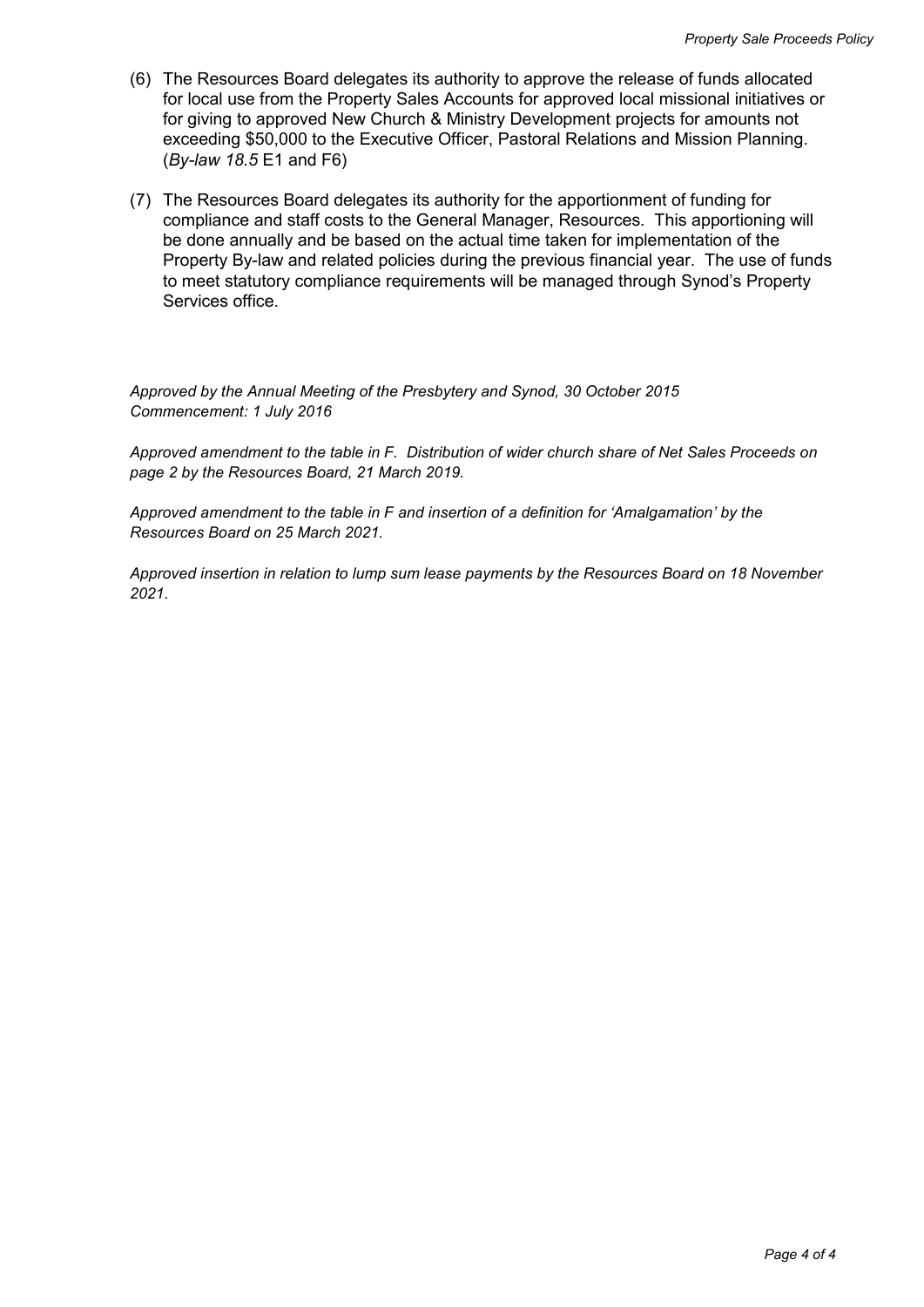(6) The Resources Board delegates its authority to approve the release of funds allocated for local use from the Property Sales Accounts for approved local missional initiatives or for giving to approved New Church & Ministry Development projects for amounts not exceeding $50,000 to the Executive Officer, Pastoral Relations and Mission Planning. (*By-law 18.5* E1 and F6)

(7) The Resources Board delegates its authority for the apportionment of funding for compliance and staff costs to the General Manager, Resources. This apportioning will be done annually and be based on the actual time taken for implementation of the Property By-law and related policies during the previous financial year. The use of funds to meet statutory compliance requirements will be managed through Synod's Property Services office.

*Approved by the Annual Meeting of the Presbytery and Synod, 30 October 2015*
*Commencement: 1 July 2016*

*Approved amendment to the table in F. Distribution of wider church share of Net Sales Proceeds on page 2 by the Resources Board, 21 March 2019.*

*Approved amendment to the table in F and insertion of a definition for 'Amalgamation' by the Resources Board on 25 March 2021.*

*Approved insertion in relation to lump sum lease payments by the Resources Board on 18 November 2021.*